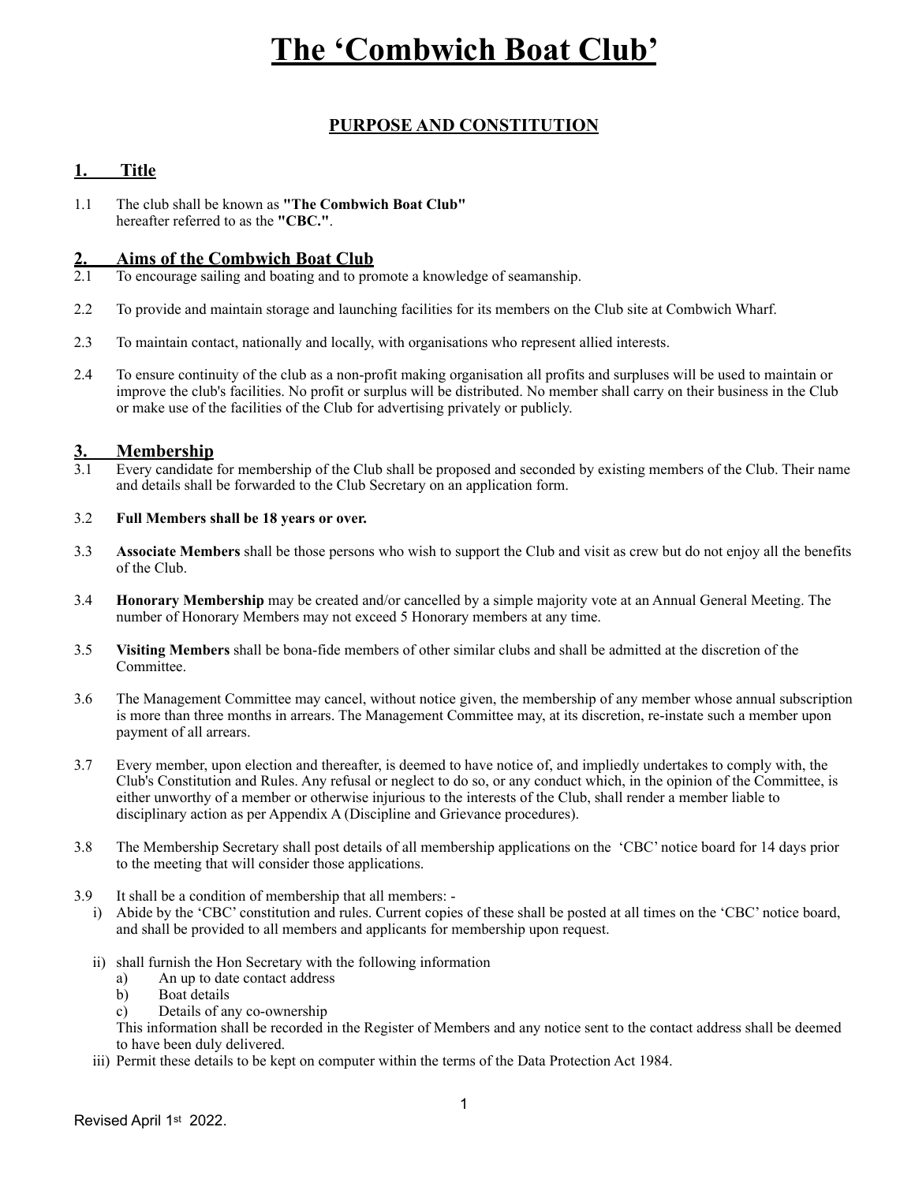# The 'Combwich Boat Club'

## PURPOSE AND CONSTITUTION

### 1. Title

1.1 The club shall be known as **"The Combwich Boat Club"** hereafter referred to as the **"CBC."**.

### 2. Aims of the Combwich Boat Club

2.1 To encourage sailing and boating and to promote a knowledge of seamanship.

2.2 To provide and maintain storage and launching facilities for its members on the Club site at Combwich Wharf.

2.3 To maintain contact, nationally and locally, with organisations who represent allied interests.

2.4 To ensure continuity of the club as a non-profit making organisation all profits and surpluses will be used to maintain or improve the club's facilities. No profit or surplus will be distributed. No member shall carry on their business in the Club or make use of the facilities of the Club for advertising privately or publicly.

### 3. Membership

3.1 Every candidate for membership of the Club shall be proposed and seconded by existing members of the Club. Their name and details shall be forwarded to the Club Secretary on an application form.

3.2 **Full Members shall be 18 years or over.**

3.3 **Associate Members** shall be those persons who wish to support the Club and visit as crew but do not enjoy all the benefits of the Club.

3.4 **Honorary Membership** may be created and/or cancelled by a simple majority vote at an Annual General Meeting. The number of Honorary Members may not exceed 5 Honorary members at any time.

3.5 **Visiting Members** shall be bona-fide members of other similar clubs and shall be admitted at the discretion of the Committee.

3.6 The Management Committee may cancel, without notice given, the membership of any member whose annual subscription is more than three months in arrears. The Management Committee may, at its discretion, re-instate such a member upon payment of all arrears.

3.7 Every member, upon election and thereafter, is deemed to have notice of, and impliedly undertakes to comply with, the Club's Constitution and Rules. Any refusal or neglect to do so, or any conduct which, in the opinion of the Committee, is either unworthy of a member or otherwise injurious to the interests of the Club, shall render a member liable to disciplinary action as per Appendix A (Discipline and Grievance procedures).

3.8 The Membership Secretary shall post details of all membership applications on the 'CBC' notice board for 14 days prior to the meeting that will consider those applications.

3.9 It shall be a condition of membership that all members: -

i) Abide by the 'CBC' constitution and rules. Current copies of these shall be posted at all times on the 'CBC' notice board, and shall be provided to all members and applicants for membership upon request.

ii) shall furnish the Hon Secretary with the following information
   a) An up to date contact address
   b) Boat details
   c) Details of any co-ownership

   This information shall be recorded in the Register of Members and any notice sent to the contact address shall be deemed to have been duly delivered.

iii) Permit these details to be kept on computer within the terms of the Data Protection Act 1984.

Revised April 1st 2022.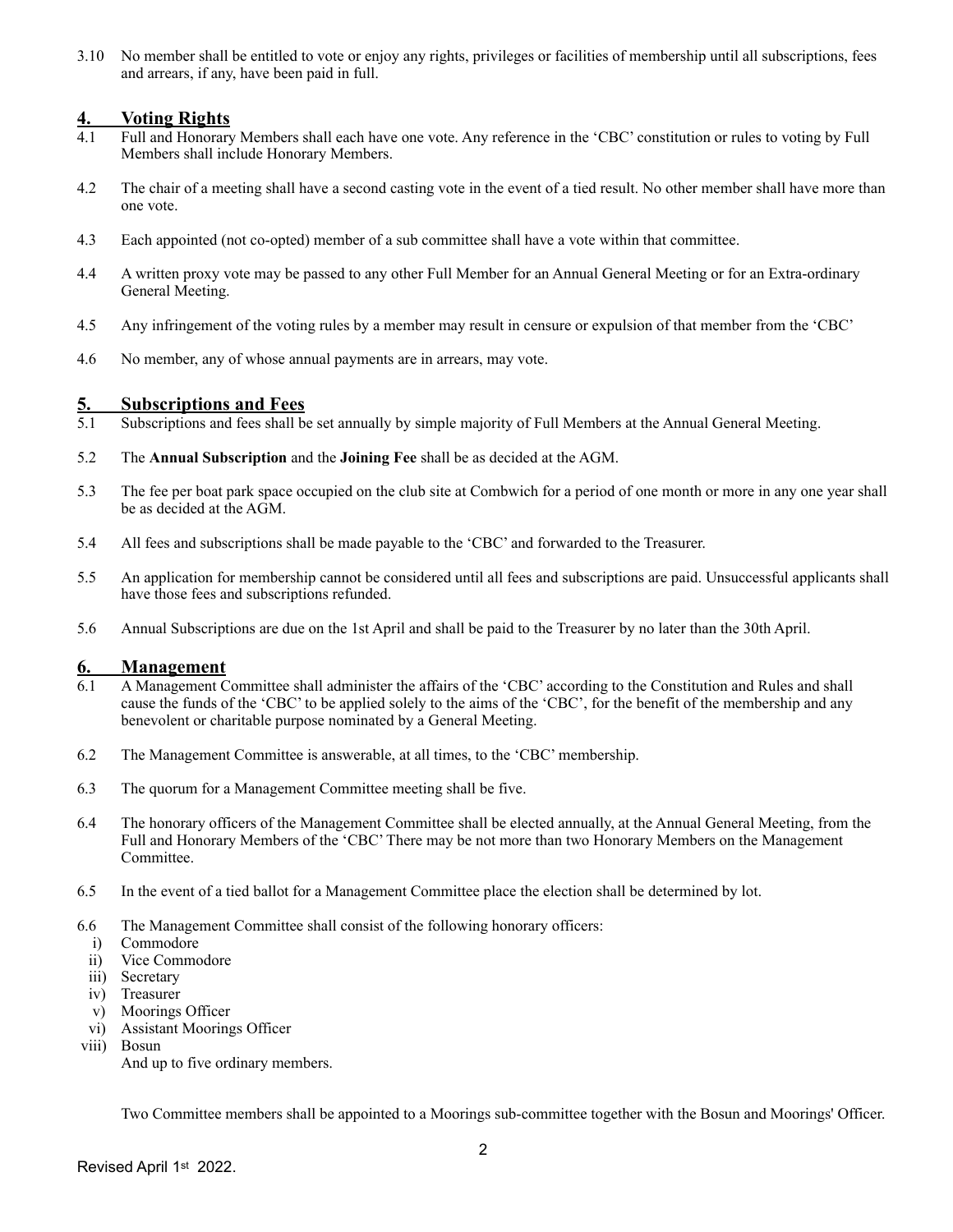3.10 No member shall be entitled to vote or enjoy any rights, privileges or facilities of membership until all subscriptions, fees and arrears, if any, have been paid in full.

## 4. Voting Rights

4.1 Full and Honorary Members shall each have one vote. Any reference in the 'CBC' constitution or rules to voting by Full Members shall include Honorary Members.

4.2 The chair of a meeting shall have a second casting vote in the event of a tied result. No other member shall have more than one vote.

4.3 Each appointed (not co-opted) member of a sub committee shall have a vote within that committee.

4.4 A written proxy vote may be passed to any other Full Member for an Annual General Meeting or for an Extra-ordinary General Meeting.

4.5 Any infringement of the voting rules by a member may result in censure or expulsion of that member from the 'CBC'

4.6 No member, any of whose annual payments are in arrears, may vote.

## 5. Subscriptions and Fees

5.1 Subscriptions and fees shall be set annually by simple majority of Full Members at the Annual General Meeting.

5.2 The **Annual Subscription** and the **Joining Fee** shall be as decided at the AGM.

5.3 The fee per boat park space occupied on the club site at Combwich for a period of one month or more in any one year shall be as decided at the AGM.

5.4 All fees and subscriptions shall be made payable to the 'CBC' and forwarded to the Treasurer.

5.5 An application for membership cannot be considered until all fees and subscriptions are paid. Unsuccessful applicants shall have those fees and subscriptions refunded.

5.6 Annual Subscriptions are due on the 1st April and shall be paid to the Treasurer by no later than the 30th April.

## 6. Management

6.1 A Management Committee shall administer the affairs of the 'CBC' according to the Constitution and Rules and shall cause the funds of the 'CBC' to be applied solely to the aims of the 'CBC', for the benefit of the membership and any benevolent or charitable purpose nominated by a General Meeting.

6.2 The Management Committee is answerable, at all times, to the 'CBC' membership.

6.3 The quorum for a Management Committee meeting shall be five.

6.4 The honorary officers of the Management Committee shall be elected annually, at the Annual General Meeting, from the Full and Honorary Members of the 'CBC' There may be not more than two Honorary Members on the Management Committee.

6.5 In the event of a tied ballot for a Management Committee place the election shall be determined by lot.

6.6 The Management Committee shall consist of the following honorary officers:

i) Commodore
ii) Vice Commodore
iii) Secretary
iv) Treasurer
v) Moorings Officer
vi) Assistant Moorings Officer
viii) Bosun

And up to five ordinary members.

Two Committee members shall be appointed to a Moorings sub-committee together with the Bosun and Moorings' Officer.

Revised April 1st 2022.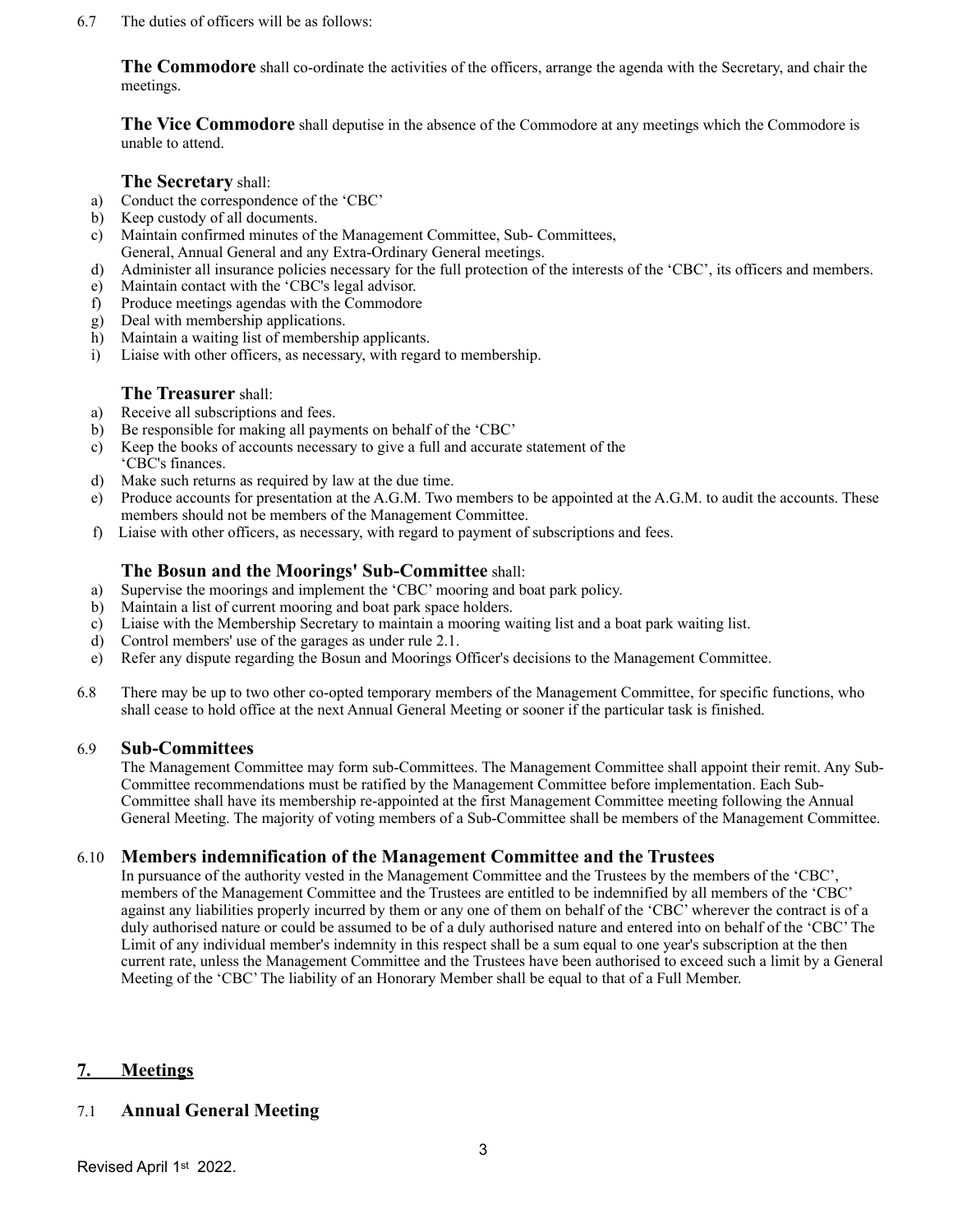6.7 The duties of officers will be as follows:

**The Commodore** shall co-ordinate the activities of the officers, arrange the agenda with the Secretary, and chair the meetings.

**The Vice Commodore** shall deputise in the absence of the Commodore at any meetings which the Commodore is unable to attend.

**The Secretary** shall:

a) Conduct the correspondence of the 'CBC'
b) Keep custody of all documents.
c) Maintain confirmed minutes of the Management Committee, Sub- Committees, General, Annual General and any Extra-Ordinary General meetings.
d) Administer all insurance policies necessary for the full protection of the interests of the 'CBC', its officers and members.
e) Maintain contact with the 'CBC's legal advisor.
f) Produce meetings agendas with the Commodore
g) Deal with membership applications.
h) Maintain a waiting list of membership applicants.
i) Liaise with other officers, as necessary, with regard to membership.

**The Treasurer** shall:

a) Receive all subscriptions and fees.
b) Be responsible for making all payments on behalf of the 'CBC'
c) Keep the books of accounts necessary to give a full and accurate statement of the 'CBC's finances.
d) Make such returns as required by law at the due time.
e) Produce accounts for presentation at the A.G.M. Two members to be appointed at the A.G.M. to audit the accounts. These members should not be members of the Management Committee.
f) Liaise with other officers, as necessary, with regard to payment of subscriptions and fees.

**The Bosun and the Moorings' Sub-Committee** shall:

a) Supervise the moorings and implement the 'CBC' mooring and boat park policy.
b) Maintain a list of current mooring and boat park space holders.
c) Liaise with the Membership Secretary to maintain a mooring waiting list and a boat park waiting list.
d) Control members' use of the garages as under rule 2.1.
e) Refer any dispute regarding the Bosun and Moorings Officer's decisions to the Management Committee.

6.8 There may be up to two other co-opted temporary members of the Management Committee, for specific functions, who shall cease to hold office at the next Annual General Meeting or sooner if the particular task is finished.

### 6.9 Sub-Committees

The Management Committee may form sub-Committees. The Management Committee shall appoint their remit. Any Sub-Committee recommendations must be ratified by the Management Committee before implementation. Each Sub-Committee shall have its membership re-appointed at the first Management Committee meeting following the Annual General Meeting. The majority of voting members of a Sub-Committee shall be members of the Management Committee.

### 6.10 Members indemnification of the Management Committee and the Trustees

In pursuance of the authority vested in the Management Committee and the Trustees by the members of the 'CBC', members of the Management Committee and the Trustees are entitled to be indemnified by all members of the 'CBC' against any liabilities properly incurred by them or any one of them on behalf of the 'CBC' wherever the contract is of a duly authorised nature or could be assumed to be of a duly authorised nature and entered into on behalf of the 'CBC' The Limit of any individual member's indemnity in this respect shall be a sum equal to one year's subscription at the then current rate, unless the Management Committee and the Trustees have been authorised to exceed such a limit by a General Meeting of the 'CBC' The liability of an Honorary Member shall be equal to that of a Full Member.

## 7. Meetings

### 7.1 Annual General Meeting

Revised April 1st 2022.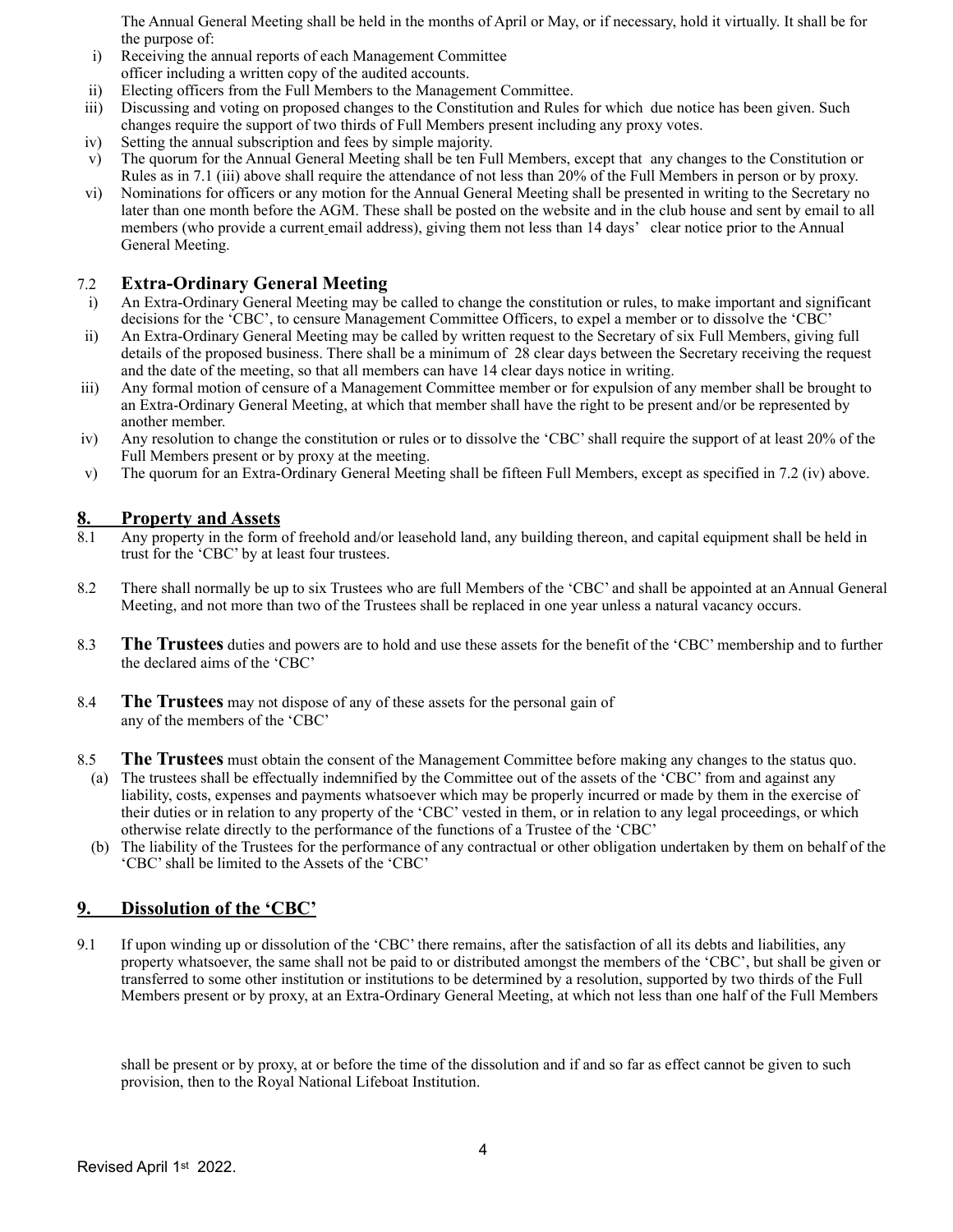The Annual General Meeting shall be held in the months of April or May, or if necessary, hold it virtually. It shall be for the purpose of:

i) Receiving the annual reports of each Management Committee officer including a written copy of the audited accounts.
ii) Electing officers from the Full Members to the Management Committee.
iii) Discussing and voting on proposed changes to the Constitution and Rules for which due notice has been given. Such changes require the support of two thirds of Full Members present including any proxy votes.
iv) Setting the annual subscription and fees by simple majority.
v) The quorum for the Annual General Meeting shall be ten Full Members, except that any changes to the Constitution or Rules as in 7.1 (iii) above shall require the attendance of not less than 20% of the Full Members in person or by proxy.
vi) Nominations for officers or any motion for the Annual General Meeting shall be presented in writing to the Secretary no later than one month before the AGM. These shall be posted on the website and in the club house and sent by email to all members (who provide a current email address), giving them not less than 14 days' clear notice prior to the Annual General Meeting.

### 7.2 Extra-Ordinary General Meeting

i) An Extra-Ordinary General Meeting may be called to change the constitution or rules, to make important and significant decisions for the 'CBC', to censure Management Committee Officers, to expel a member or to dissolve the 'CBC'
ii) An Extra-Ordinary General Meeting may be called by written request to the Secretary of six Full Members, giving full details of the proposed business. There shall be a minimum of 28 clear days between the Secretary receiving the request and the date of the meeting, so that all members can have 14 clear days notice in writing.
iii) Any formal motion of censure of a Management Committee member or for expulsion of any member shall be brought to an Extra-Ordinary General Meeting, at which that member shall have the right to be present and/or be represented by another member.
iv) Any resolution to change the constitution or rules or to dissolve the 'CBC' shall require the support of at least 20% of the Full Members present or by proxy at the meeting.
v) The quorum for an Extra-Ordinary General Meeting shall be fifteen Full Members, except as specified in 7.2 (iv) above.

## 8. Property and Assets

8.1 Any property in the form of freehold and/or leasehold land, any building thereon, and capital equipment shall be held in trust for the 'CBC' by at least four trustees.

8.2 There shall normally be up to six Trustees who are full Members of the 'CBC' and shall be appointed at an Annual General Meeting, and not more than two of the Trustees shall be replaced in one year unless a natural vacancy occurs.

8.3 **The Trustees** duties and powers are to hold and use these assets for the benefit of the 'CBC' membership and to further the declared aims of the 'CBC'

8.4 **The Trustees** may not dispose of any of these assets for the personal gain of any of the members of the 'CBC'

8.5 **The Trustees** must obtain the consent of the Management Committee before making any changes to the status quo.

(a) The trustees shall be effectually indemnified by the Committee out of the assets of the 'CBC' from and against any liability, costs, expenses and payments whatsoever which may be properly incurred or made by them in the exercise of their duties or in relation to any property of the 'CBC' vested in them, or in relation to any legal proceedings, or which otherwise relate directly to the performance of the functions of a Trustee of the 'CBC'

(b) The liability of the Trustees for the performance of any contractual or other obligation undertaken by them on behalf of the 'CBC' shall be limited to the Assets of the 'CBC'

## 9. Dissolution of the 'CBC'

9.1 If upon winding up or dissolution of the 'CBC' there remains, after the satisfaction of all its debts and liabilities, any property whatsoever, the same shall not be paid to or distributed amongst the members of the 'CBC', but shall be given or transferred to some other institution or institutions to be determined by a resolution, supported by two thirds of the Full Members present or by proxy, at an Extra-Ordinary General Meeting, at which not less than one half of the Full Members shall be present or by proxy, at or before the time of the dissolution and if and so far as effect cannot be given to such provision, then to the Royal National Lifeboat Institution.

Revised April 1st 2022.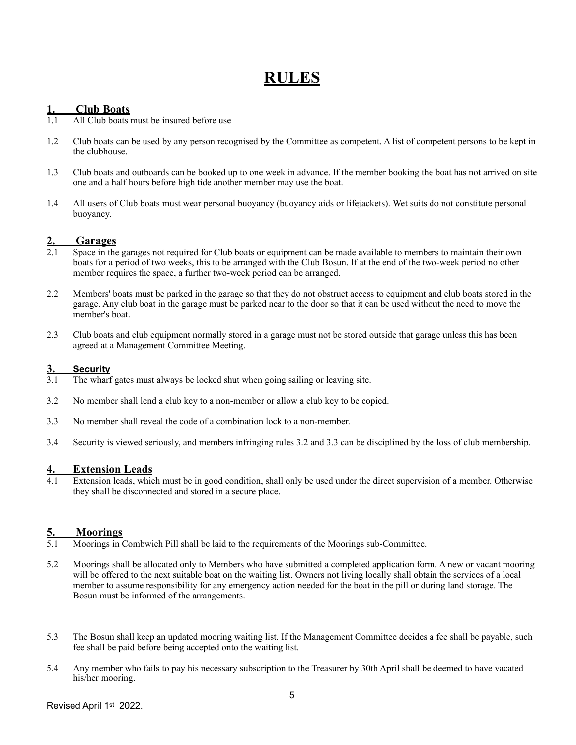# RULES

## 1. Club Boats

1.1 All Club boats must be insured before use

1.2 Club boats can be used by any person recognised by the Committee as competent. A list of competent persons to be kept in the clubhouse.

1.3 Club boats and outboards can be booked up to one week in advance. If the member booking the boat has not arrived on site one and a half hours before high tide another member may use the boat.

1.4 All users of Club boats must wear personal buoyancy (buoyancy aids or lifejackets). Wet suits do not constitute personal buoyancy.

## 2. Garages

2.1 Space in the garages not required for Club boats or equipment can be made available to members to maintain their own boats for a period of two weeks, this to be arranged with the Club Bosun. If at the end of the two-week period no other member requires the space, a further two-week period can be arranged.

2.2 Members' boats must be parked in the garage so that they do not obstruct access to equipment and club boats stored in the garage. Any club boat in the garage must be parked near to the door so that it can be used without the need to move the member's boat.

2.3 Club boats and club equipment normally stored in a garage must not be stored outside that garage unless this has been agreed at a Management Committee Meeting.

## 3. Security

3.1 The wharf gates must always be locked shut when going sailing or leaving site.

3.2 No member shall lend a club key to a non-member or allow a club key to be copied.

3.3 No member shall reveal the code of a combination lock to a non-member.

3.4 Security is viewed seriously, and members infringing rules 3.2 and 3.3 can be disciplined by the loss of club membership.

## 4. Extension Leads

4.1 Extension leads, which must be in good condition, shall only be used under the direct supervision of a member. Otherwise they shall be disconnected and stored in a secure place.

## 5. Moorings

5.1 Moorings in Combwich Pill shall be laid to the requirements of the Moorings sub-Committee.

5.2 Moorings shall be allocated only to Members who have submitted a completed application form. A new or vacant mooring will be offered to the next suitable boat on the waiting list. Owners not living locally shall obtain the services of a local member to assume responsibility for any emergency action needed for the boat in the pill or during land storage. The Bosun must be informed of the arrangements.

5.3 The Bosun shall keep an updated mooring waiting list. If the Management Committee decides a fee shall be payable, such fee shall be paid before being accepted onto the waiting list.

5.4 Any member who fails to pay his necessary subscription to the Treasurer by 30th April shall be deemed to have vacated his/her mooring.

Revised April 1st 2022.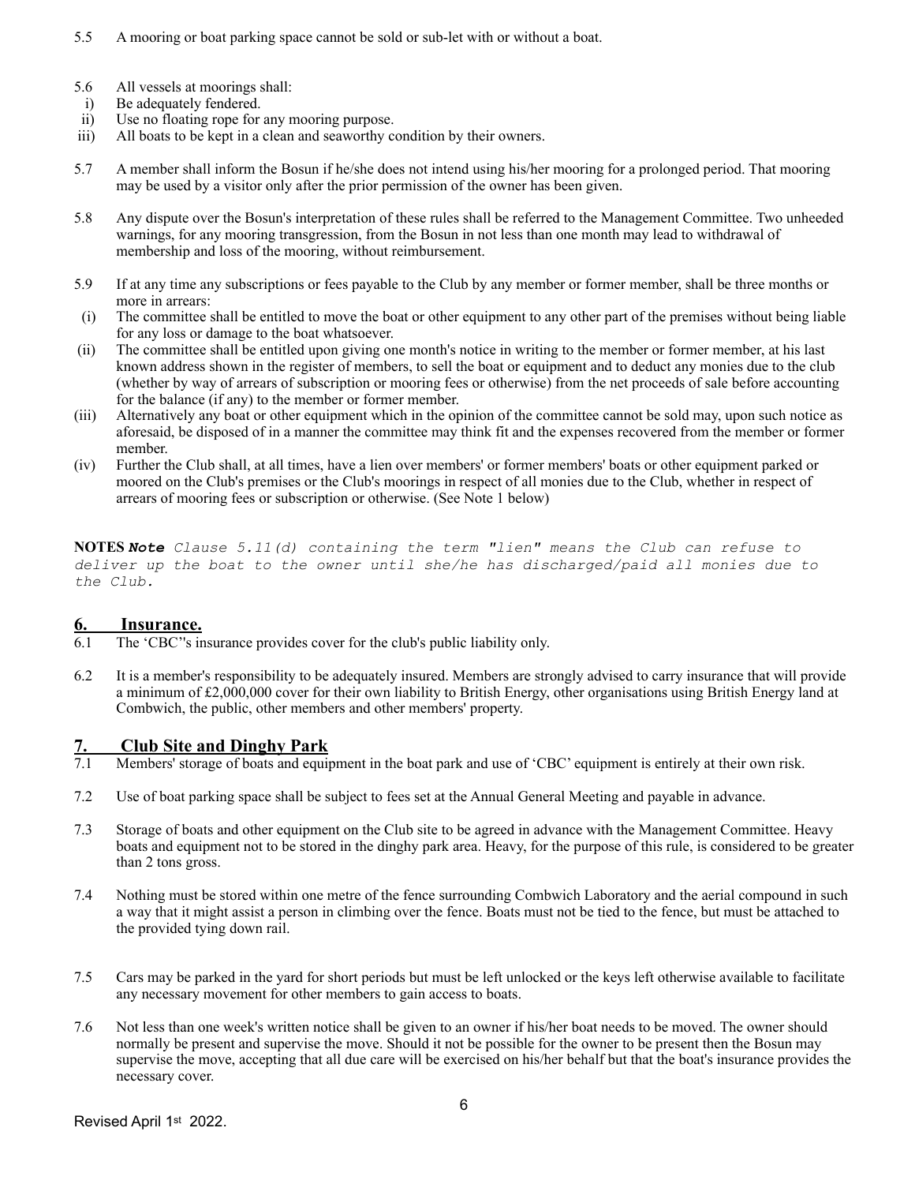5.5 A mooring or boat parking space cannot be sold or sub-let with or without a boat.

5.6 All vessels at moorings shall:

i) Be adequately fendered.
ii) Use no floating rope for any mooring purpose.
iii) All boats to be kept in a clean and seaworthy condition by their owners.

5.7 A member shall inform the Bosun if he/she does not intend using his/her mooring for a prolonged period. That mooring may be used by a visitor only after the prior permission of the owner has been given.

5.8 Any dispute over the Bosun's interpretation of these rules shall be referred to the Management Committee. Two unheeded warnings, for any mooring transgression, from the Bosun in not less than one month may lead to withdrawal of membership and loss of the mooring, without reimbursement.

5.9 If at any time any subscriptions or fees payable to the Club by any member or former member, shall be three months or more in arrears:

(i) The committee shall be entitled to move the boat or other equipment to any other part of the premises without being liable for any loss or damage to the boat whatsoever.
(ii) The committee shall be entitled upon giving one month's notice in writing to the member or former member, at his last known address shown in the register of members, to sell the boat or equipment and to deduct any monies due to the club (whether by way of arrears of subscription or mooring fees or otherwise) from the net proceeds of sale before accounting for the balance (if any) to the member or former member.
(iii) Alternatively any boat or other equipment which in the opinion of the committee cannot be sold may, upon such notice as aforesaid, be disposed of in a manner the committee may think fit and the expenses recovered from the member or former member.
(iv) Further the Club shall, at all times, have a lien over members' or former members' boats or other equipment parked or moored on the Club's premises or the Club's moorings in respect of all monies due to the Club, whether in respect of arrears of mooring fees or subscription or otherwise. (See Note 1 below)

**NOTES** ***Note*** *Clause 5.11(d) containing the term "lien" means the Club can refuse to deliver up the boat to the owner until she/he has discharged/paid all monies due to the Club.*

## 6. Insurance.

6.1 The 'CBC''s insurance provides cover for the club's public liability only.

6.2 It is a member's responsibility to be adequately insured. Members are strongly advised to carry insurance that will provide a minimum of £2,000,000 cover for their own liability to British Energy, other organisations using British Energy land at Combwich, the public, other members and other members' property.

## 7. Club Site and Dinghy Park

7.1 Members' storage of boats and equipment in the boat park and use of 'CBC' equipment is entirely at their own risk.

7.2 Use of boat parking space shall be subject to fees set at the Annual General Meeting and payable in advance.

7.3 Storage of boats and other equipment on the Club site to be agreed in advance with the Management Committee. Heavy boats and equipment not to be stored in the dinghy park area. Heavy, for the purpose of this rule, is considered to be greater than 2 tons gross.

7.4 Nothing must be stored within one metre of the fence surrounding Combwich Laboratory and the aerial compound in such a way that it might assist a person in climbing over the fence. Boats must not be tied to the fence, but must be attached to the provided tying down rail.

7.5 Cars may be parked in the yard for short periods but must be left unlocked or the keys left otherwise available to facilitate any necessary movement for other members to gain access to boats.

7.6 Not less than one week's written notice shall be given to an owner if his/her boat needs to be moved. The owner should normally be present and supervise the move. Should it not be possible for the owner to be present then the Bosun may supervise the move, accepting that all due care will be exercised on his/her behalf but that the boat's insurance provides the necessary cover.

Revised April 1st 2022.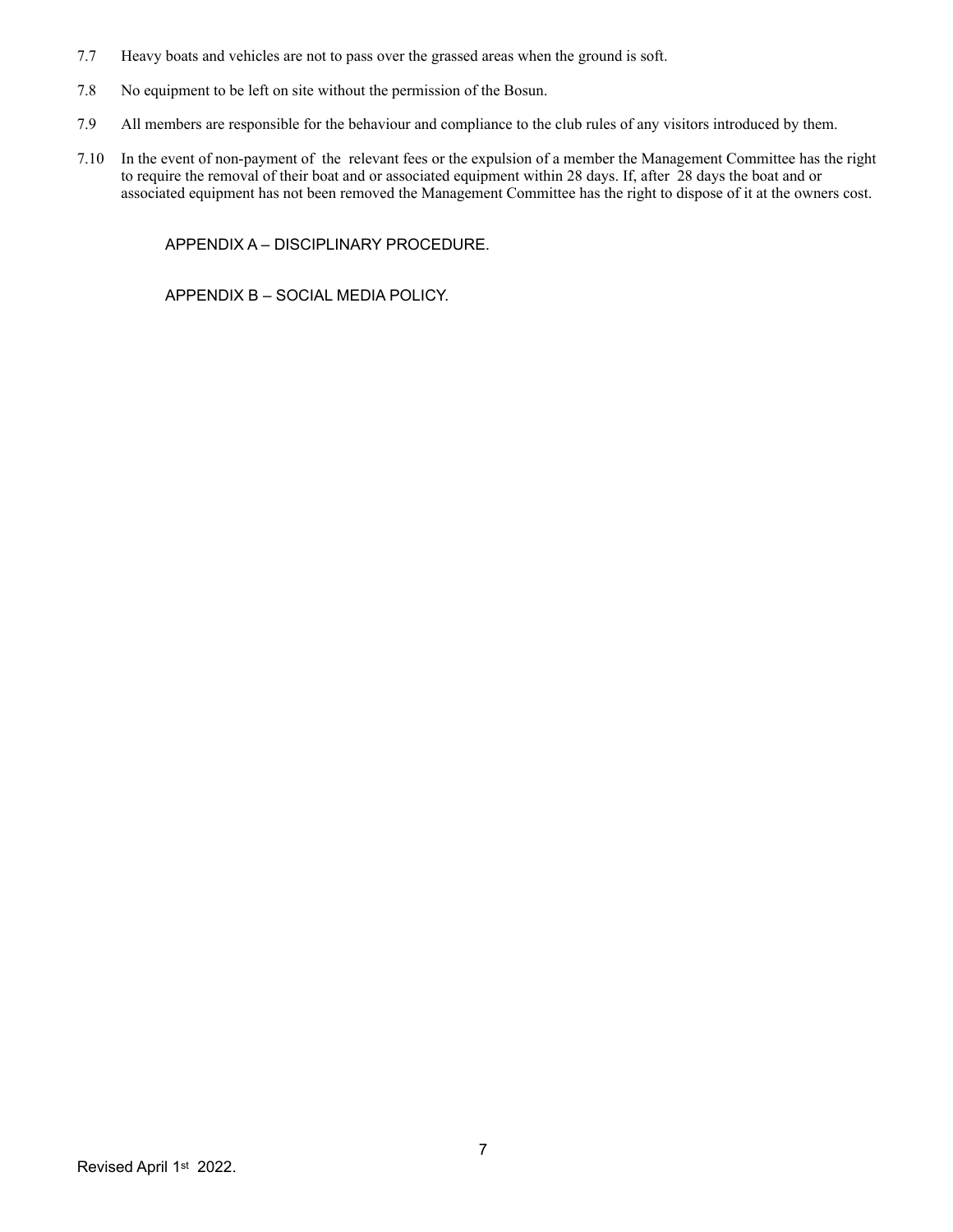7.7 Heavy boats and vehicles are not to pass over the grassed areas when the ground is soft.

7.8 No equipment to be left on site without the permission of the Bosun.

7.9 All members are responsible for the behaviour and compliance to the club rules of any visitors introduced by them.

7.10 In the event of non-payment of the relevant fees or the expulsion of a member the Management Committee has the right to require the removal of their boat and or associated equipment within 28 days. If, after 28 days the boat and or associated equipment has not been removed the Management Committee has the right to dispose of it at the owners cost.

APPENDIX A – DISCIPLINARY PROCEDURE.

APPENDIX B – SOCIAL MEDIA POLICY.

Revised April 1st 2022.